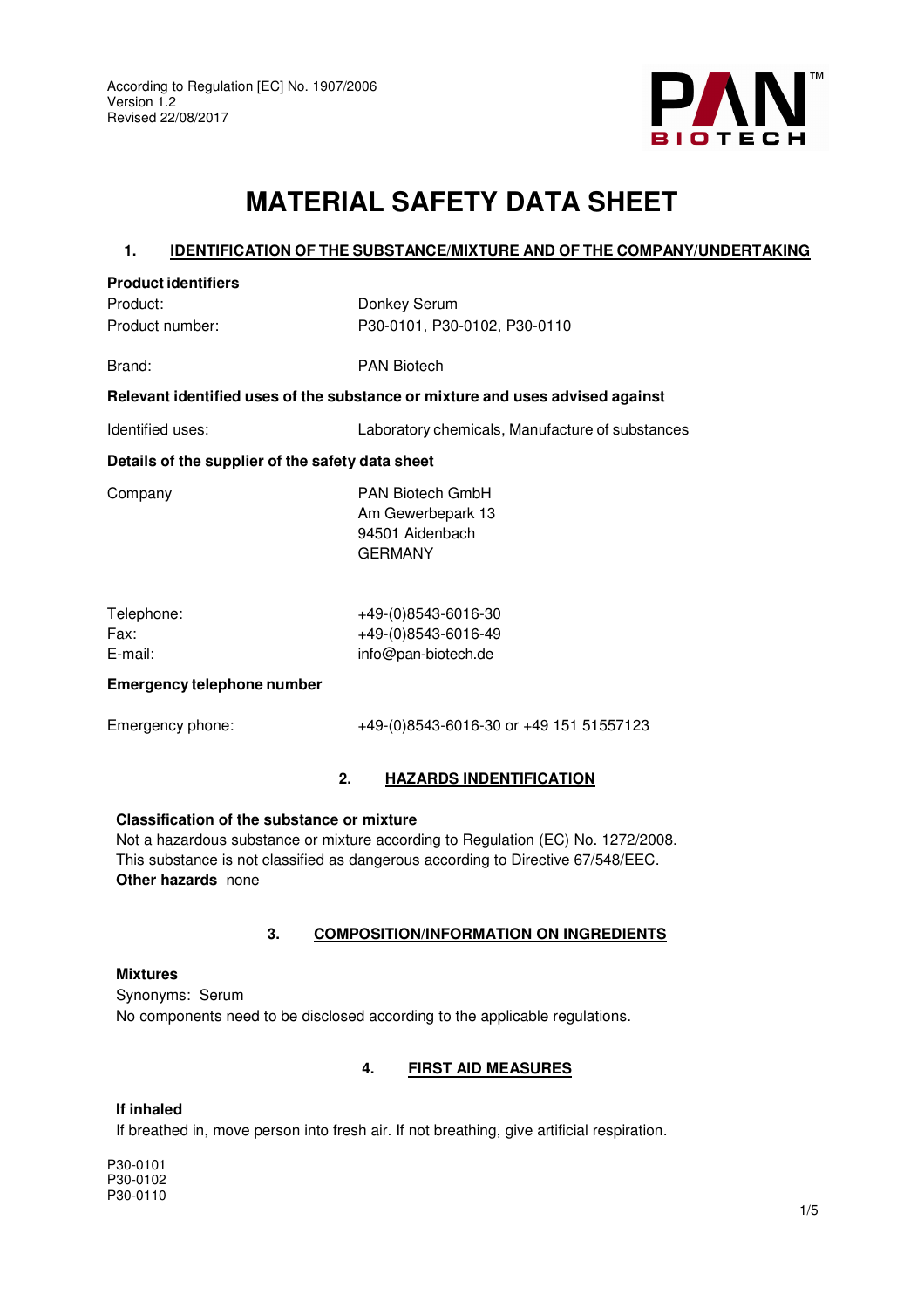According to Regulation [EC] No. 1907/2006
Version 1.2
Revised 22/08/2017

# MATERIAL SAFETY DATA SHEET

## 1. IDENTIFICATION OF THE SUBSTANCE/MIXTURE AND OF THE COMPANY/UNDERTAKING

**Product identifiers**

| | |
|---|---|
| Product: | Donkey Serum |
| Product number: | P30-0101, P30-0102, P30-0110 |
| Brand: | PAN Biotech |

**Relevant identified uses of the substance or mixture and uses advised against**

Identified uses: Laboratory chemicals, Manufacture of substances

**Details of the supplier of the safety data sheet**

Company: PAN Biotech GmbH
Am Gewerbepark 13
94501 Aidenbach
GERMANY

| | |
|---|---|
| Telephone: | +49-(0)8543-6016-30 |
| Fax: | +49-(0)8543-6016-49 |
| E-mail: | info@pan-biotech.de |

**Emergency telephone number**

Emergency phone: +49-(0)8543-6016-30 or +49 151 51557123

## 2. HAZARDS INDENTIFICATION

**Classification of the substance or mixture**
Not a hazardous substance or mixture according to Regulation (EC) No. 1272/2008.
This substance is not classified as dangerous according to Directive 67/548/EEC.
**Other hazards** none

## 3. COMPOSITION/INFORMATION ON INGREDIENTS

**Mixtures**
Synonyms: Serum
No components need to be disclosed according to the applicable regulations.

## 4. FIRST AID MEASURES

**If inhaled**
If breathed in, move person into fresh air. If not breathing, give artificial respiration.

P30-0101
P30-0102
P30-0110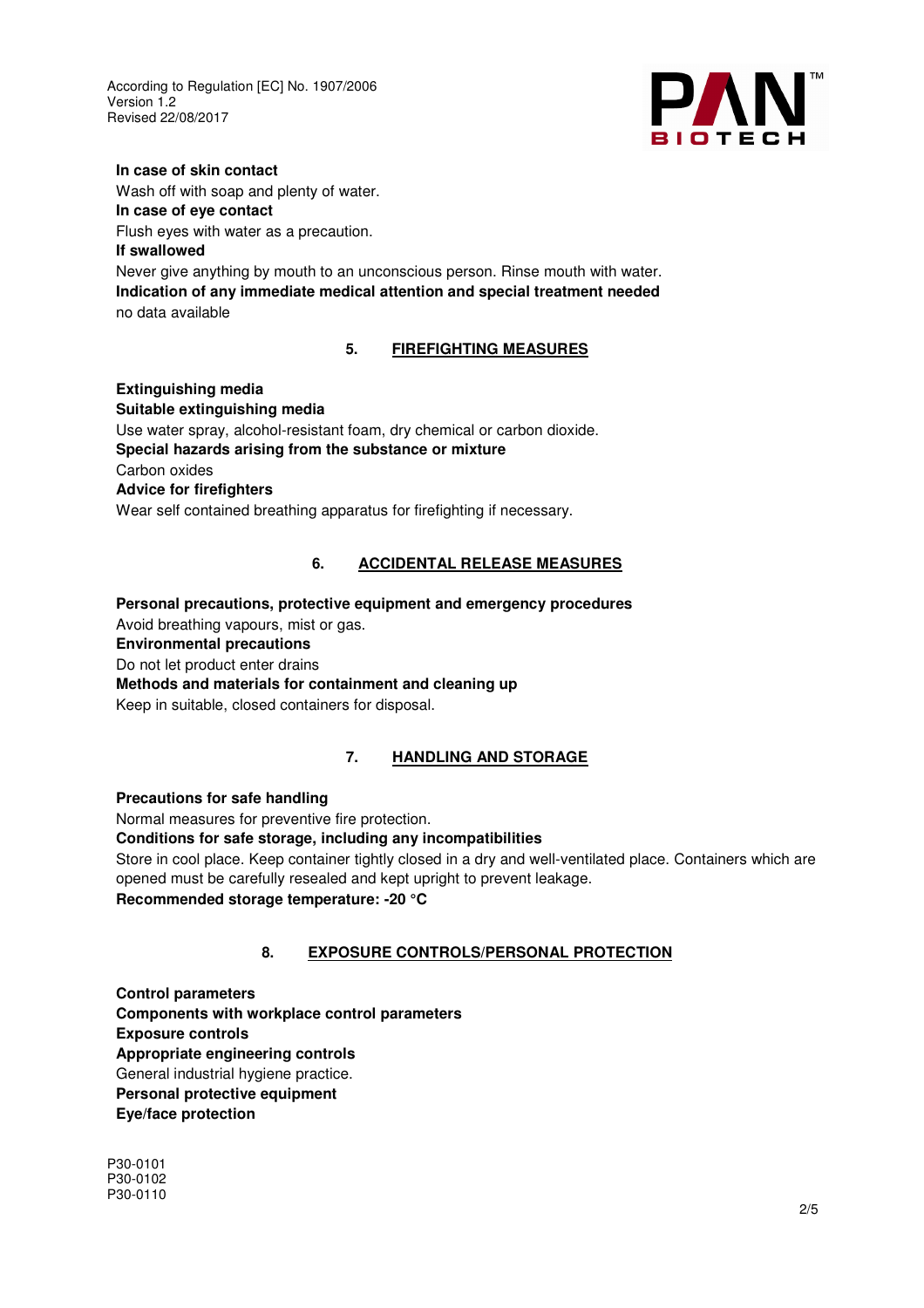**In case of skin contact**

Wash off with soap and plenty of water.

**In case of eye contact**

Flush eyes with water as a precaution.

**If swallowed**

Never give anything by mouth to an unconscious person. Rinse mouth with water.

**Indication of any immediate medical attention and special treatment needed**

no data available

## 5. FIREFIGHTING MEASURES

**Extinguishing media**

**Suitable extinguishing media**

Use water spray, alcohol-resistant foam, dry chemical or carbon dioxide.

**Special hazards arising from the substance or mixture**

Carbon oxides

**Advice for firefighters**

Wear self contained breathing apparatus for firefighting if necessary.

## 6. ACCIDENTAL RELEASE MEASURES

**Personal precautions, protective equipment and emergency procedures**

Avoid breathing vapours, mist or gas.

**Environmental precautions**

Do not let product enter drains

**Methods and materials for containment and cleaning up**

Keep in suitable, closed containers for disposal.

## 7. HANDLING AND STORAGE

**Precautions for safe handling**

Normal measures for preventive fire protection.

**Conditions for safe storage, including any incompatibilities**

Store in cool place. Keep container tightly closed in a dry and well-ventilated place. Containers which are opened must be carefully resealed and kept upright to prevent leakage.

**Recommended storage temperature: -20 °C**

## 8. EXPOSURE CONTROLS/PERSONAL PROTECTION

**Control parameters**

**Components with workplace control parameters**

**Exposure controls**

**Appropriate engineering controls**

General industrial hygiene practice.

**Personal protective equipment**

**Eye/face protection**

P30-0101
P30-0102
P30-0110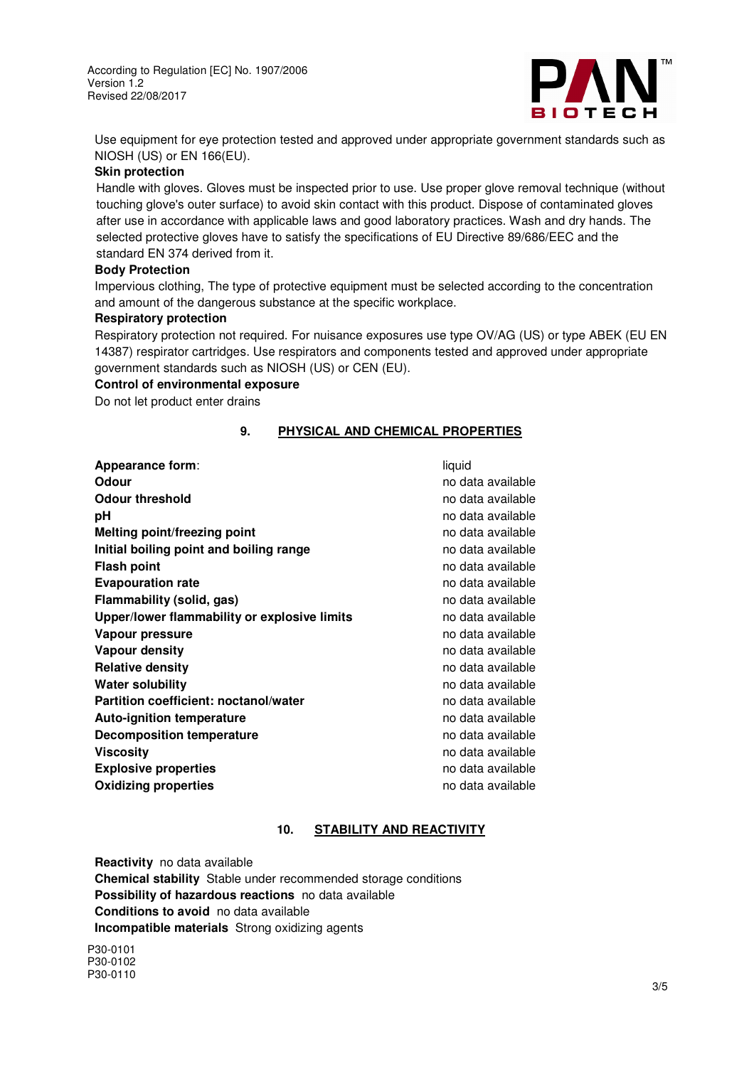Use equipment for eye protection tested and approved under appropriate government standards such as NIOSH (US) or EN 166(EU).

**Skin protection**

Handle with gloves. Gloves must be inspected prior to use. Use proper glove removal technique (without touching glove's outer surface) to avoid skin contact with this product. Dispose of contaminated gloves after use in accordance with applicable laws and good laboratory practices. Wash and dry hands. The selected protective gloves have to satisfy the specifications of EU Directive 89/686/EEC and the standard EN 374 derived from it.

**Body Protection**

Impervious clothing, The type of protective equipment must be selected according to the concentration and amount of the dangerous substance at the specific workplace.

**Respiratory protection**

Respiratory protection not required. For nuisance exposures use type OV/AG (US) or type ABEK (EU EN 14387) respirator cartridges. Use respirators and components tested and approved under appropriate government standards such as NIOSH (US) or CEN (EU).

**Control of environmental exposure**

Do not let product enter drains

## 9. PHYSICAL AND CHEMICAL PROPERTIES

| | |
|---|---|
| **Appearance form**: | liquid |
| **Odour** | no data available |
| **Odour threshold** | no data available |
| **pH** | no data available |
| **Melting point/freezing point** | no data available |
| **Initial boiling point and boiling range** | no data available |
| **Flash point** | no data available |
| **Evapouration rate** | no data available |
| **Flammability (solid, gas)** | no data available |
| **Upper/lower flammability or explosive limits** | no data available |
| **Vapour pressure** | no data available |
| **Vapour density** | no data available |
| **Relative density** | no data available |
| **Water solubility** | no data available |
| **Partition coefficient: noctanol/water** | no data available |
| **Auto-ignition temperature** | no data available |
| **Decomposition temperature** | no data available |
| **Viscosity** | no data available |
| **Explosive properties** | no data available |
| **Oxidizing properties** | no data available |

## 10. STABILITY AND REACTIVITY

**Reactivity** no data available
**Chemical stability** Stable under recommended storage conditions
**Possibility of hazardous reactions** no data available
**Conditions to avoid** no data available
**Incompatible materials** Strong oxidizing agents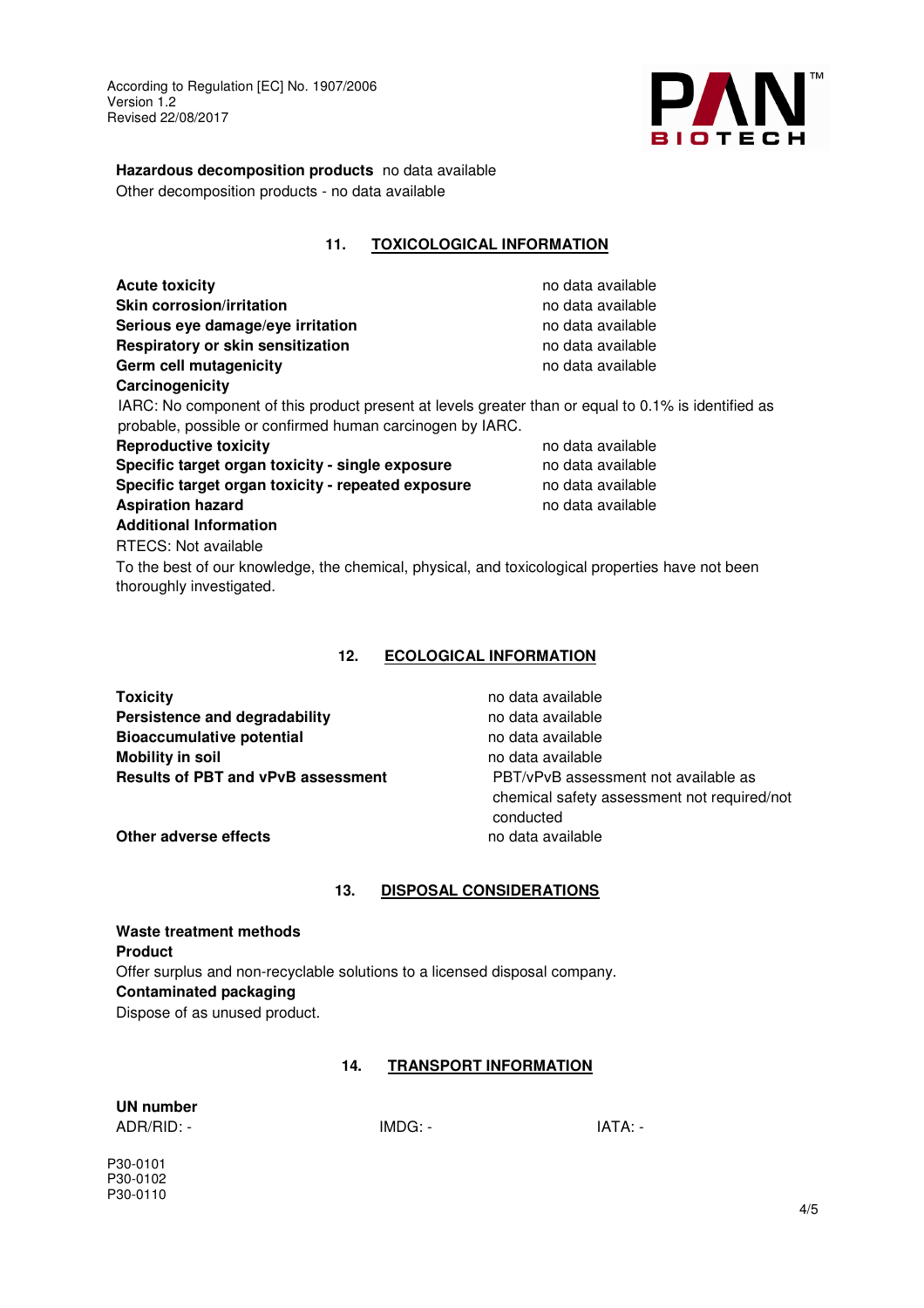**Hazardous decomposition products** no data available

Other decomposition products - no data available

## 11. TOXICOLOGICAL INFORMATION

| | |
|---|---|
| **Acute toxicity** | no data available |
| **Skin corrosion/irritation** | no data available |
| **Serious eye damage/eye irritation** | no data available |
| **Respiratory or skin sensitization** | no data available |
| **Germ cell mutagenicity** | no data available |

**Carcinogenicity**

IARC: No component of this product present at levels greater than or equal to 0.1% is identified as probable, possible or confirmed human carcinogen by IARC.

| | |
|---|---|
| **Reproductive toxicity** | no data available |
| **Specific target organ toxicity - single exposure** | no data available |
| **Specific target organ toxicity - repeated exposure** | no data available |
| **Aspiration hazard** | no data available |

**Additional Information**

RTECS: Not available

To the best of our knowledge, the chemical, physical, and toxicological properties have not been thoroughly investigated.

## 12. ECOLOGICAL INFORMATION

| | |
|---|---|
| **Toxicity** | no data available |
| **Persistence and degradability** | no data available |
| **Bioaccumulative potential** | no data available |
| **Mobility in soil** | no data available |
| **Results of PBT and vPvB assessment** | PBT/vPvB assessment not available as chemical safety assessment not required/not conducted |
| **Other adverse effects** | no data available |

## 13. DISPOSAL CONSIDERATIONS

**Waste treatment methods**

**Product**

Offer surplus and non-recyclable solutions to a licensed disposal company.

**Contaminated packaging**

Dispose of as unused product.

## 14. TRANSPORT INFORMATION

**UN number**

ADR/RID: - IMDG: - IATA: -

P30-0101
P30-0102
P30-0110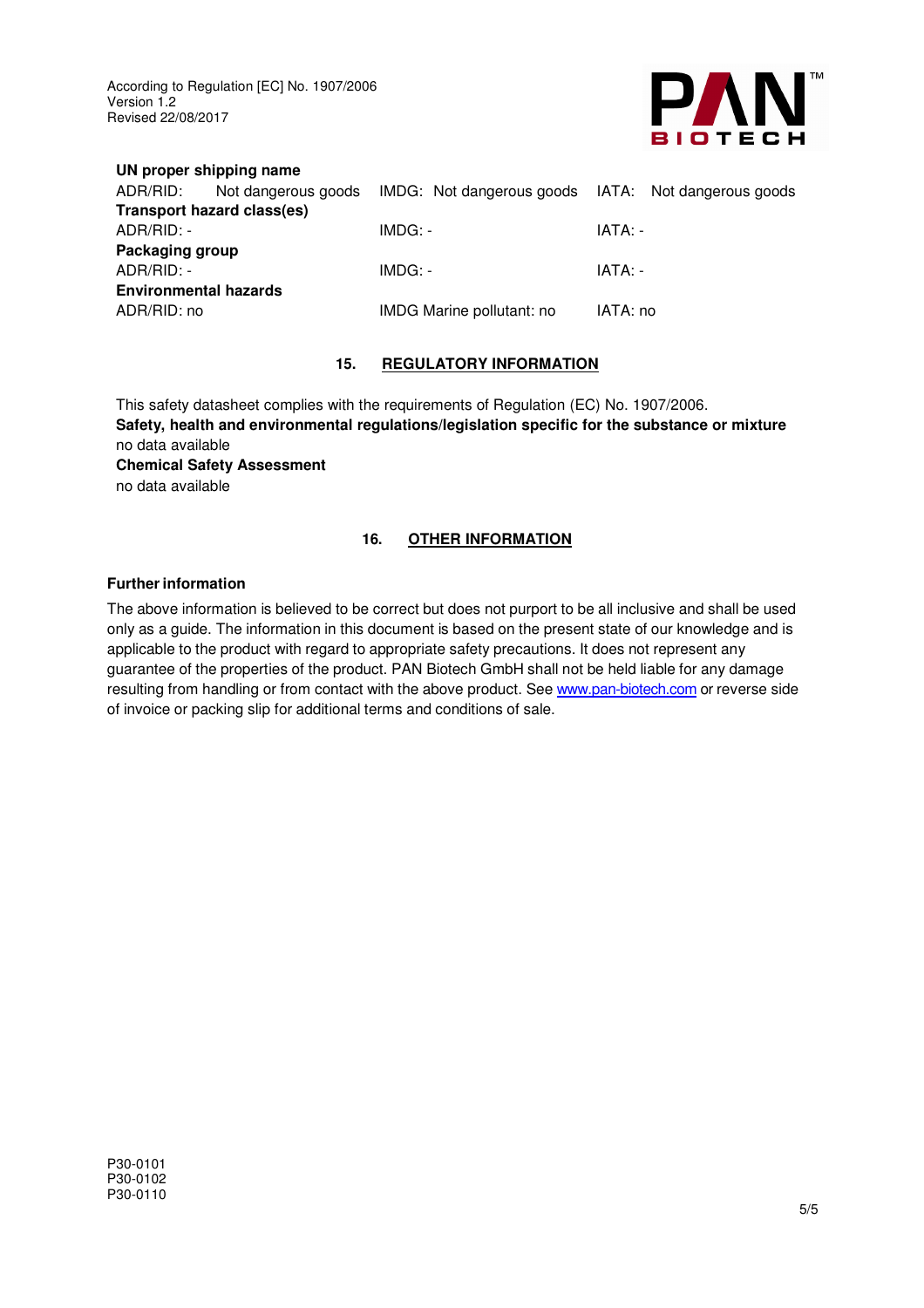**UN proper shipping name**

| | | |
|---|---|---|
| ADR/RID: Not dangerous goods | IMDG: Not dangerous goods | IATA: Not dangerous goods |

**Transport hazard class(es)**

| | | |
|---|---|---|
| ADR/RID: - | IMDG: - | IATA: - |

**Packaging group**

| | | |
|---|---|---|
| ADR/RID: - | IMDG: - | IATA: - |

**Environmental hazards**

| | | |
|---|---|---|
| ADR/RID: no | IMDG Marine pollutant: no | IATA: no |

## 15. REGULATORY INFORMATION

This safety datasheet complies with the requirements of Regulation (EC) No. 1907/2006.

**Safety, health and environmental regulations/legislation specific for the substance or mixture**

no data available

**Chemical Safety Assessment**

no data available

## 16. OTHER INFORMATION

**Further information**

The above information is believed to be correct but does not purport to be all inclusive and shall be used only as a guide. The information in this document is based on the present state of our knowledge and is applicable to the product with regard to appropriate safety precautions. It does not represent any guarantee of the properties of the product. PAN Biotech GmbH shall not be held liable for any damage resulting from handling or from contact with the above product. See www.pan-biotech.com or reverse side of invoice or packing slip for additional terms and conditions of sale.

P30-0101
P30-0102
P30-0110